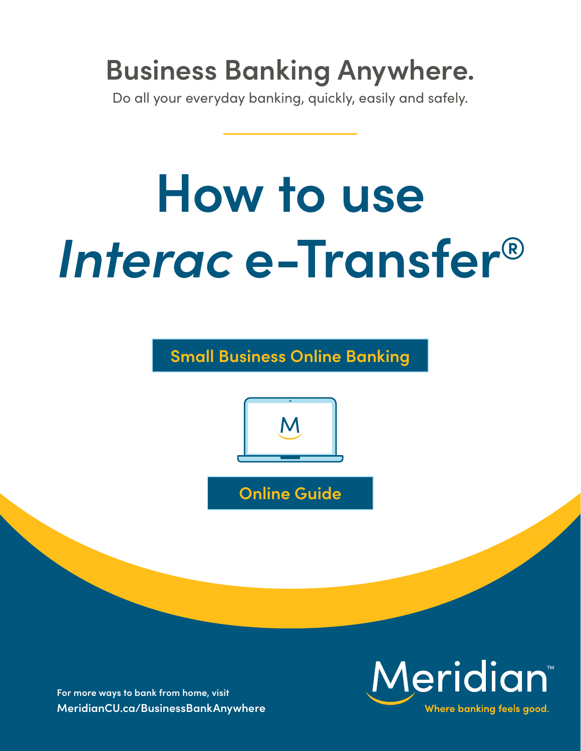## Business Banking Anywhere.

Do all your everyday banking, quickly, easily and safely.

# How to use *Interac* e-Transfer®

**Small Business Online Banking**

**Online Guide**

For more ways to bank from home, visit
**MeridianCU.ca/BusinessBankAnywhere**

Meridian™
Where banking feels good.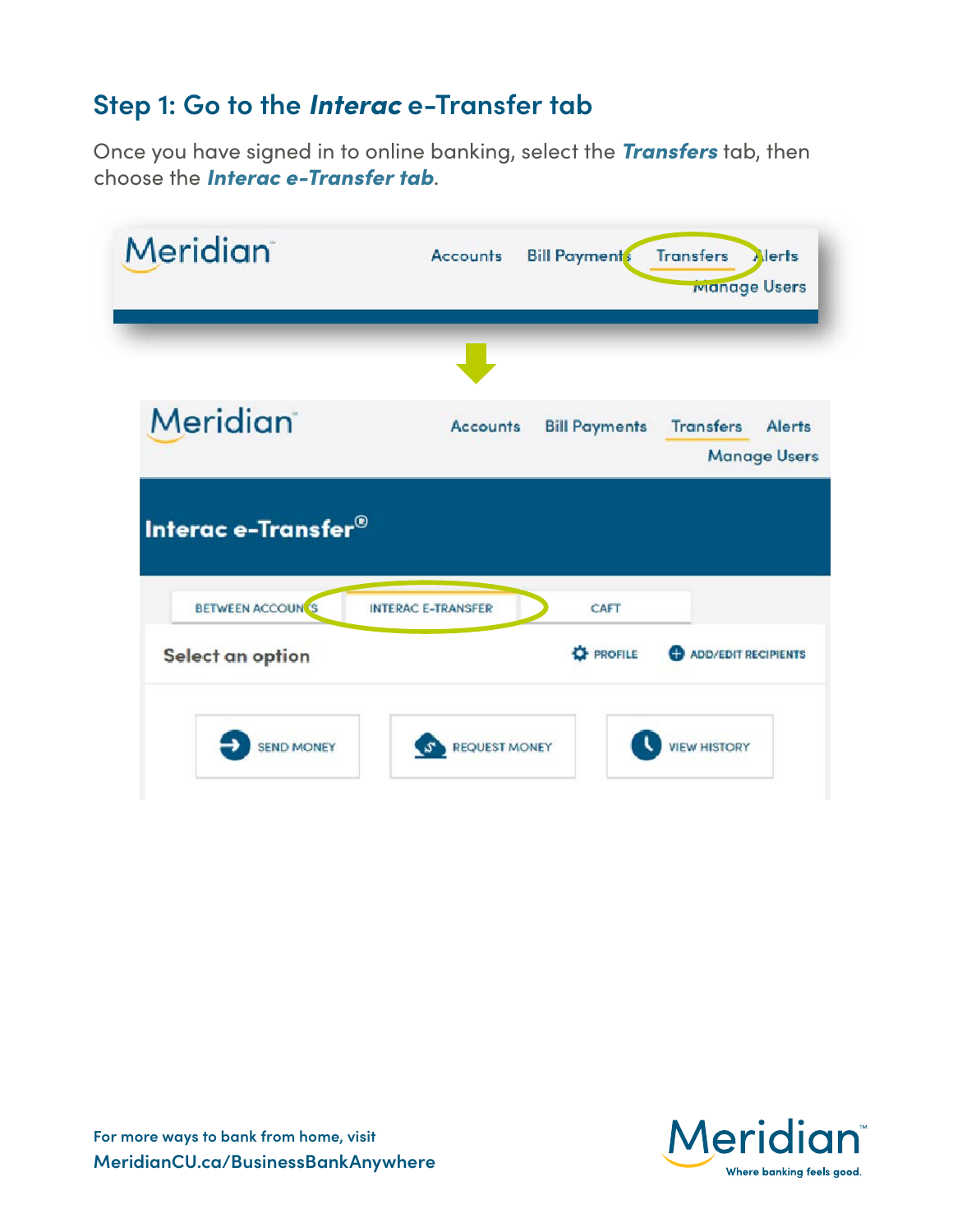## Step 1: Go to the *Interac* e-Transfer tab

Once you have signed in to online banking, select the ***Transfers*** tab, then choose the ***Interac e-Transfer tab***.

Meridian

Accounts Bill Payments Transfers Alerts
Manage Users

Meridian

Accounts Bill Payments Transfers Alerts
Manage Users

Interac e-Transfer®

BETWEEN ACCOUNTS INTERAC E-TRANSFER CAFT

Select an option PROFILE ADD/EDIT RECIPIENTS

SEND MONEY REQUEST MONEY VIEW HISTORY

For more ways to bank from home, visit
MeridianCU.ca/BusinessBankAnywhere

Meridian™
Where banking feels good.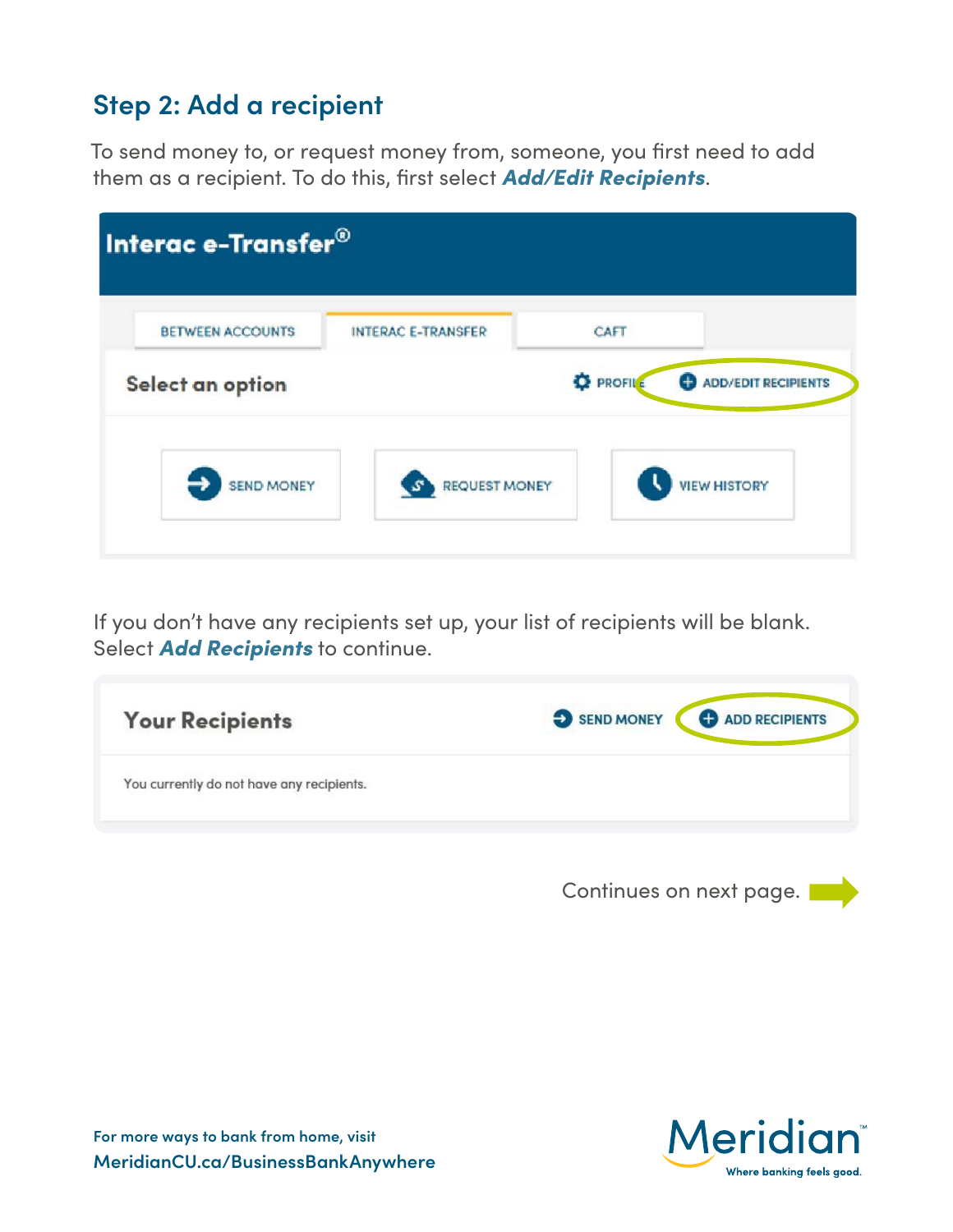## Step 2: Add a recipient

To send money to, or request money from, someone, you first need to add them as a recipient. To do this, first select ***Add/Edit Recipients***.

Interac e-Transfer®

BETWEEN ACCOUNTS | INTERAC E-TRANSFER | CAFT

Select an option

PROFILE | ADD/EDIT RECIPIENTS

SEND MONEY | REQUEST MONEY | VIEW HISTORY

If you don't have any recipients set up, your list of recipients will be blank. Select ***Add Recipients*** to continue.

Your Recipients

SEND MONEY | ADD RECIPIENTS

You currently do not have any recipients.

Continues on next page.

For more ways to bank from home, visit
**MeridianCU.ca/BusinessBankAnywhere**

Meridian™ Where banking feels good.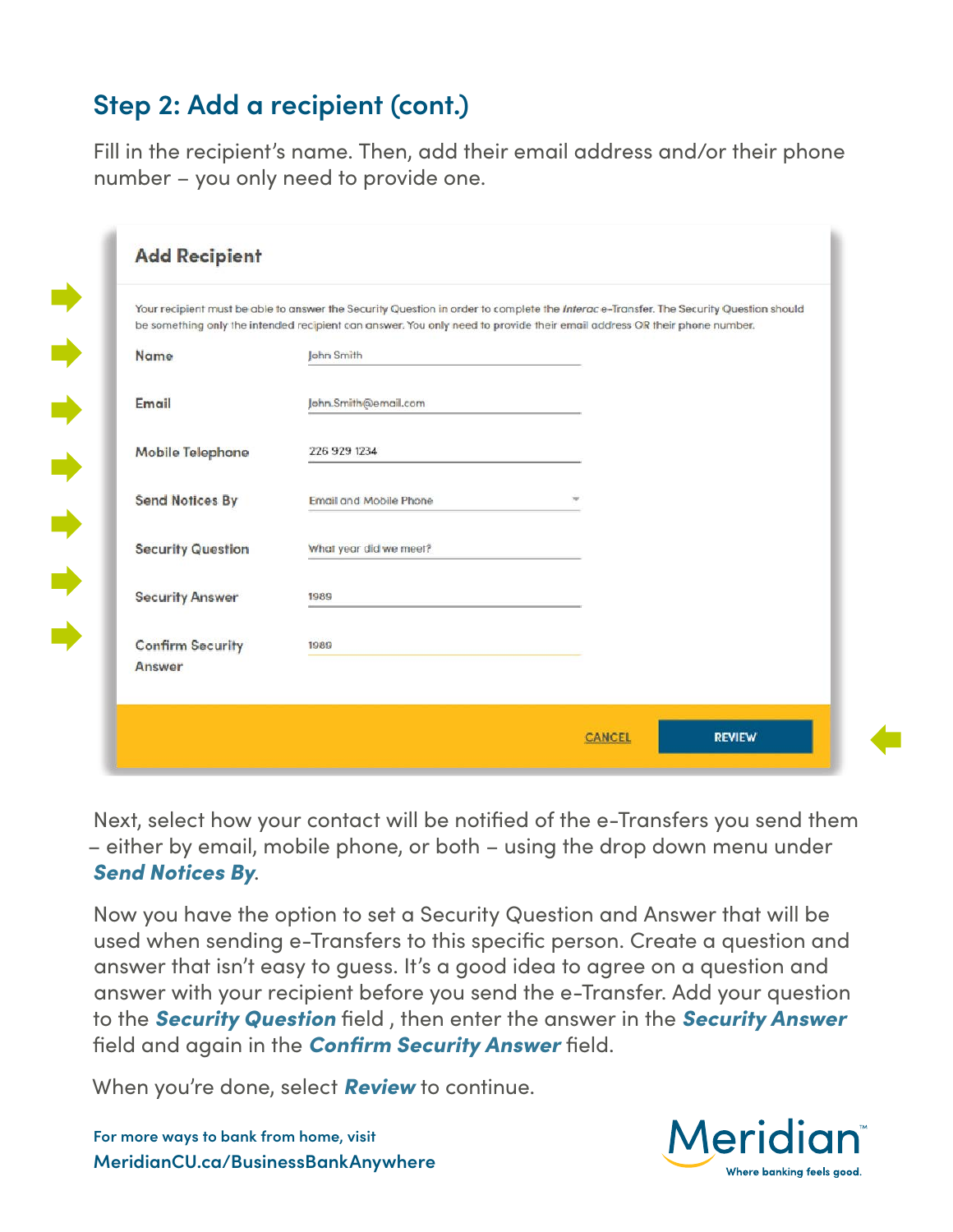## Step 2: Add a recipient (cont.)

Fill in the recipient's name. Then, add their email address and/or their phone number – you only need to provide one.

**Add Recipient**

Your recipient must be able to answer the Security Question in order to complete the *Interac* e-Transfer. The Security Question should be something only the intended recipient can answer. You only need to provide their email address OR their phone number.

| | |
|---|---|
| Name | John Smith |
| Email | John.Smith@email.com |
| Mobile Telephone | 226 929 1234 |
| Send Notices By | Email and Mobile Phone |
| Security Question | What year did we meet? |
| Security Answer | 1989 |
| Confirm Security Answer | 1989 |

CANCEL REVIEW

Next, select how your contact will be notified of the e-Transfers you send them – either by email, mobile phone, or both – using the drop down menu under ***Send Notices By***.

Now you have the option to set a Security Question and Answer that will be used when sending e-Transfers to this specific person. Create a question and answer that isn't easy to guess. It's a good idea to agree on a question and answer with your recipient before you send the e-Transfer. Add your question to the ***Security Question*** field , then enter the answer in the ***Security Answer*** field and again in the ***Confirm Security Answer*** field.

When you're done, select ***Review*** to continue.

For more ways to bank from home, visit
MeridianCU.ca/BusinessBankAnywhere

Meridian™ Where banking feels good.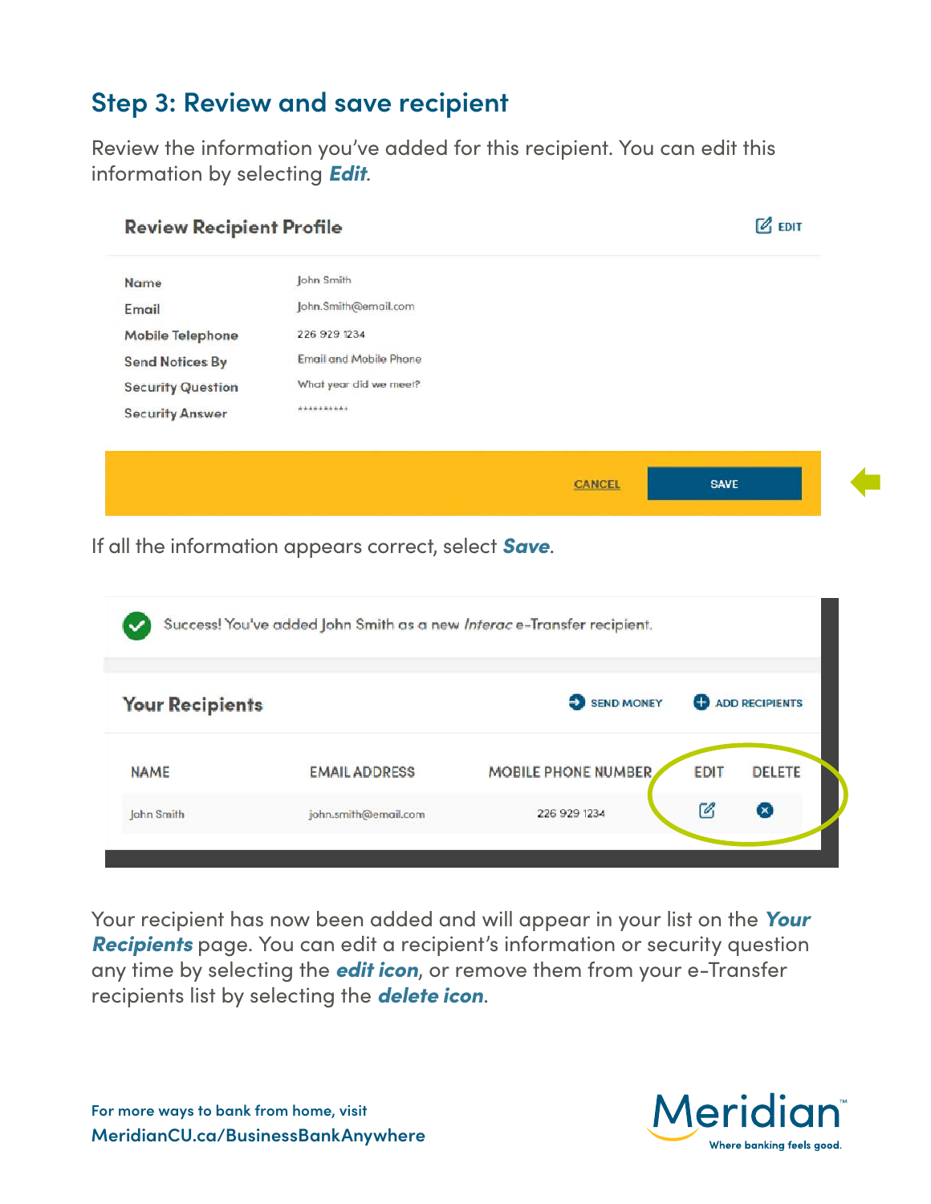## Step 3: Review and save recipient

Review the information you've added for this recipient. You can edit this information by selecting ***Edit***.

**Review Recipient Profile** EDIT

| | |
|---|---|
| Name | John Smith |
| Email | John.Smith@email.com |
| Mobile Telephone | 226 929 1234 |
| Send Notices By | Email and Mobile Phone |
| Security Question | What year did we meet? |
| Security Answer | ********** |

CANCEL SAVE

If all the information appears correct, select ***Save***.

Success! You've added John Smith as a new *Interac* e-Transfer recipient.

**Your Recipients** SEND MONEY ADD RECIPIENTS

| NAME | EMAIL ADDRESS | MOBILE PHONE NUMBER | EDIT | DELETE |
|---|---|---|---|---|
| John Smith | john.smith@email.com | 226 929 1234 | | |

Your recipient has now been added and will appear in your list on the ***Your Recipients*** page. You can edit a recipient's information or security question any time by selecting the ***edit icon***, or remove them from your e-Transfer recipients list by selecting the ***delete icon***.

For more ways to bank from home, visit
**MeridianCU.ca/BusinessBankAnywhere**

Meridian™ Where banking feels good.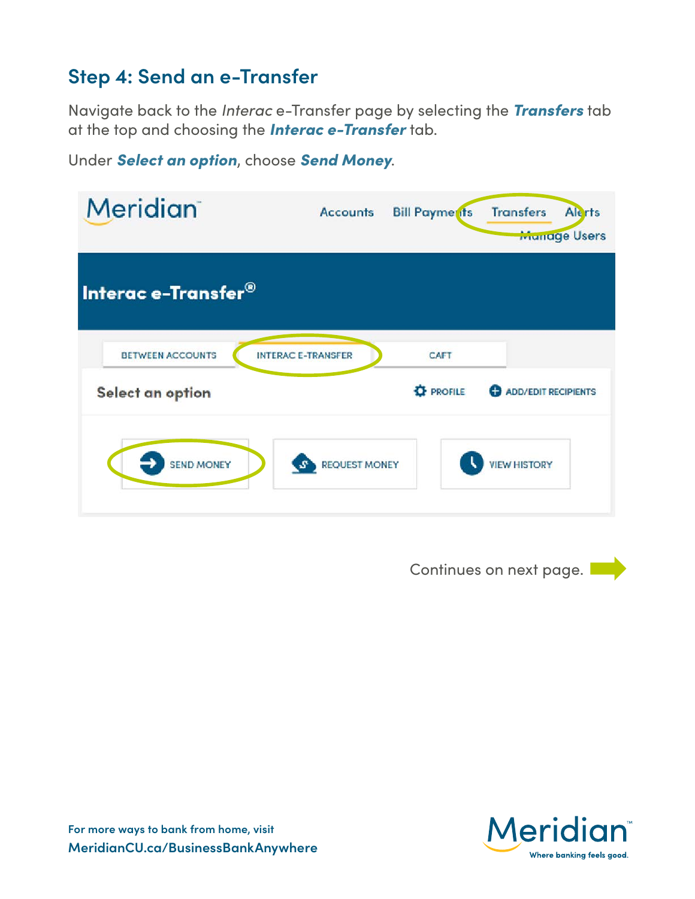## Step 4: Send an e-Transfer

Navigate back to the *Interac* e-Transfer page by selecting the ***Transfers*** tab at the top and choosing the ***Interac e-Transfer*** tab.

Under ***Select an option***, choose ***Send Money***.

Meridian

Accounts | Bill Payments | Transfers | Alerts | Manage Users

**Interac e-Transfer®**

BETWEEN ACCOUNTS | INTERAC E-TRANSFER | CAFT

Select an option | PROFILE | ADD/EDIT RECIPIENTS

SEND MONEY | REQUEST MONEY | VIEW HISTORY

Continues on next page.

For more ways to bank from home, visit
**MeridianCU.ca/BusinessBankAnywhere**

Meridian™ Where banking feels good.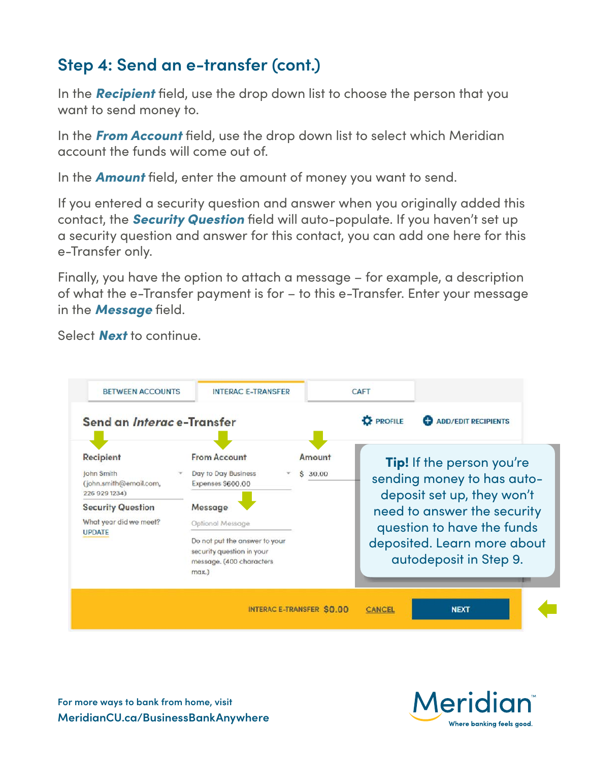## Step 4: Send an e-transfer (cont.)

In the ***Recipient*** field, use the drop down list to choose the person that you want to send money to.

In the ***From Account*** field, use the drop down list to select which Meridian account the funds will come out of.

In the ***Amount*** field, enter the amount of money you want to send.

If you entered a security question and answer when you originally added this contact, the ***Security Question*** field will auto-populate. If you haven't set up a security question and answer for this contact, you can add one here for this e-Transfer only.

Finally, you have the option to attach a message – for example, a description of what the e-Transfer payment is for – to this e-Transfer. Enter your message in the ***Message*** field.

Select ***Next*** to continue.

BETWEEN ACCOUNTS | INTERAC E-TRANSFER | CAFT

Send an *Interac* e-Transfer

PROFILE | ADD/EDIT RECIPIENTS

Recipient
John Smith (john.smith@email.com, 226 929 1234)

From Account
Day to Day Business Expenses $600.00

Amount
$ 30.00

Security Question
What year did we meet?
UPDATE

Message
Optional Message
Do not put the answer to your security question in your message. (400 characters max.)

INTERAC E-TRANSFER $0.00 CANCEL NEXT

**Tip!** If the person you're sending money to has auto-deposit set up, they won't need to answer the security question to have the funds deposited. Learn more about autodeposit in Step 9.

For more ways to bank from home, visit
**MeridianCU.ca/BusinessBankAnywhere**

Meridian™ Where banking feels good.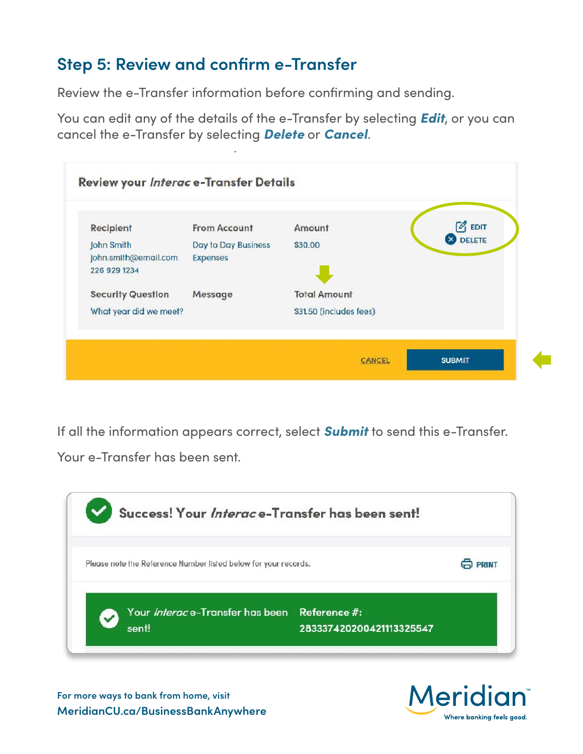## Step 5: Review and confirm e-Transfer

Review the e-Transfer information before confirming and sending.

You can edit any of the details of the e-Transfer by selecting ***Edit***, or you can cancel the e-Transfer by selecting ***Delete*** or ***Cancel***.

**Review your *Interac* e-Transfer Details**

| Recipient | From Account | Amount | EDIT / DELETE |
|---|---|---|---|
| John Smith<br>john.smith@email.com<br>226 929 1234 | Day to Day Business Expenses | $30.00 | |
| **Security Question** | **Message** | **Total Amount** | |
| What year did we meet? | | $31.50 (includes fees) | |

CANCEL | SUBMIT

If all the information appears correct, select ***Submit*** to send this e-Transfer.

Your e-Transfer has been sent!

**Success! Your *Interac* e-Transfer has been sent!**

Please note the Reference Number listed below for your records. PRINT

Your *Interac* e-Transfer has been sent! **Reference #:** 28333742020042111332554​7

For more ways to bank from home, visit
MeridianCU.ca/BusinessBankAnywhere

Meridian™ Where banking feels good.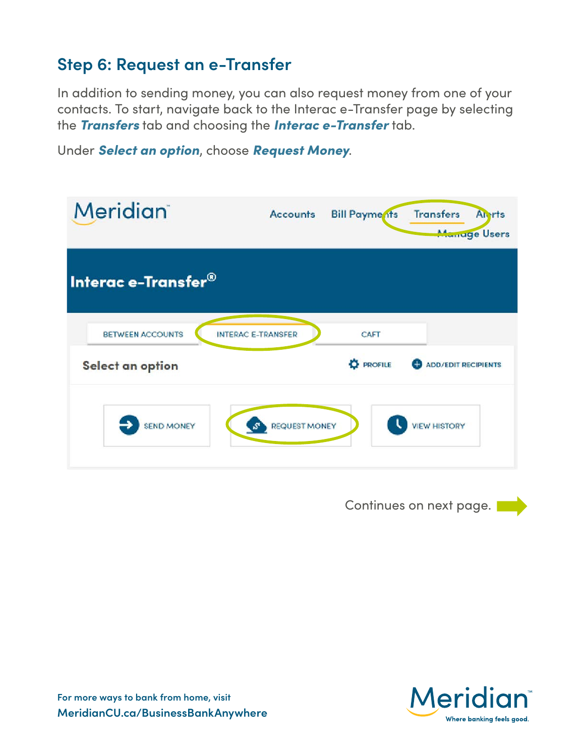## Step 6: Request an e-Transfer

In addition to sending money, you can also request money from one of your contacts. To start, navigate back to the Interac e-Transfer page by selecting the ***Transfers*** tab and choosing the ***Interac e-Transfer*** tab.

Under ***Select an option***, choose ***Request Money***.

Continues on next page.

For more ways to bank from home, visit
MeridianCU.ca/BusinessBankAnywhere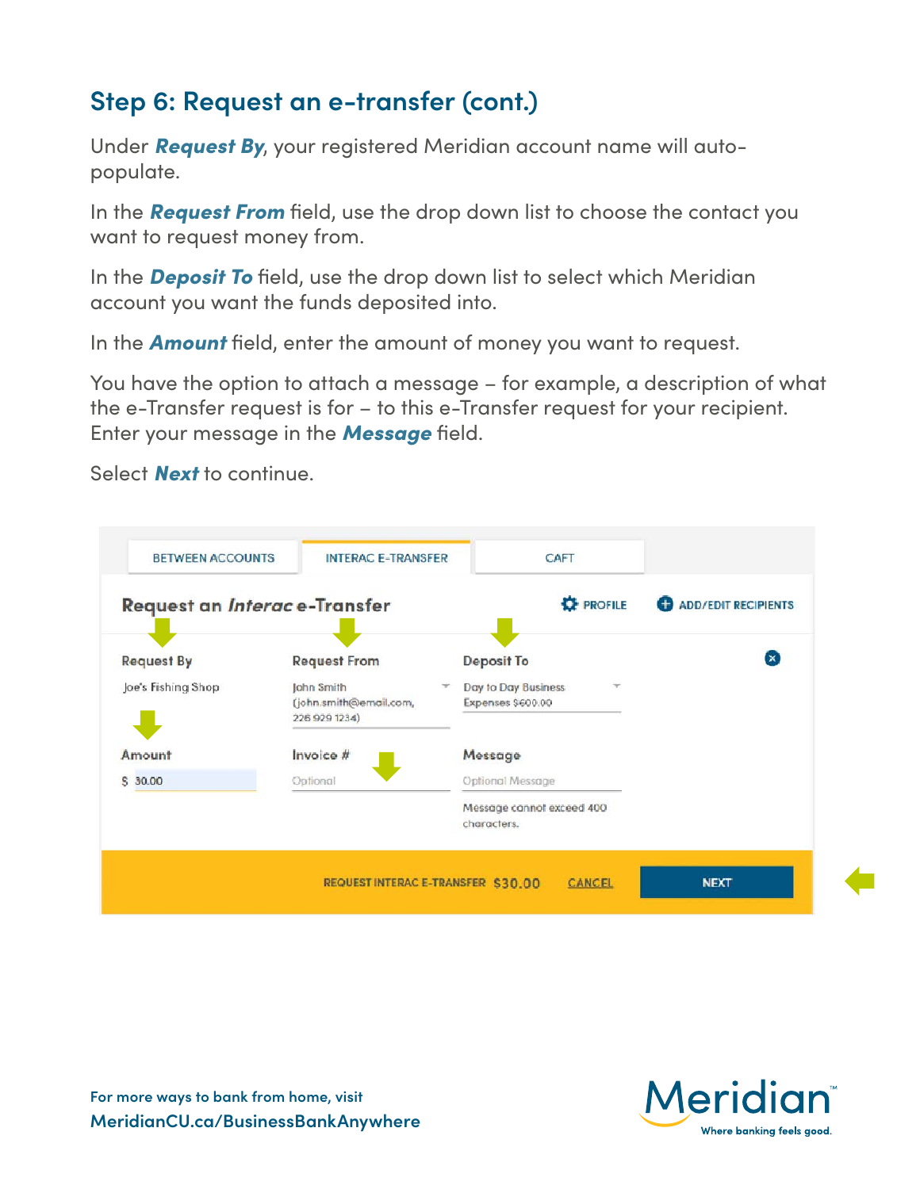## Step 6: Request an e-transfer (cont.)

Under ***Request By***, your registered Meridian account name will auto-populate.

In the ***Request From*** field, use the drop down list to choose the contact you want to request money from.

In the ***Deposit To*** field, use the drop down list to select which Meridian account you want the funds deposited into.

In the ***Amount*** field, enter the amount of money you want to request.

You have the option to attach a message – for example, a description of what the e-Transfer request is for – to this e-Transfer request for your recipient. Enter your message in the ***Message*** field.

Select ***Next*** to continue.

BETWEEN ACCOUNTS | INTERAC E-TRANSFER | CAFT

**Request an *Interac* e-Transfer**

PROFILE | ADD/EDIT RECIPIENTS

| Request By | Request From | Deposit To |
| --- | --- | --- |
| Joe's Fishing Shop | John Smith (john.smith@email.com, 226 929 1234) | Day to Day Business Expenses $600.00 |

| Amount | Invoice # | Message |
| --- | --- | --- |
| $ 30.00 | Optional | Optional Message |

Message cannot exceed 400 characters.

REQUEST INTERAC E-TRANSFER $30.00 CANCEL NEXT

For more ways to bank from home, visit
MeridianCU.ca/BusinessBankAnywhere

Meridian™
Where banking feels good.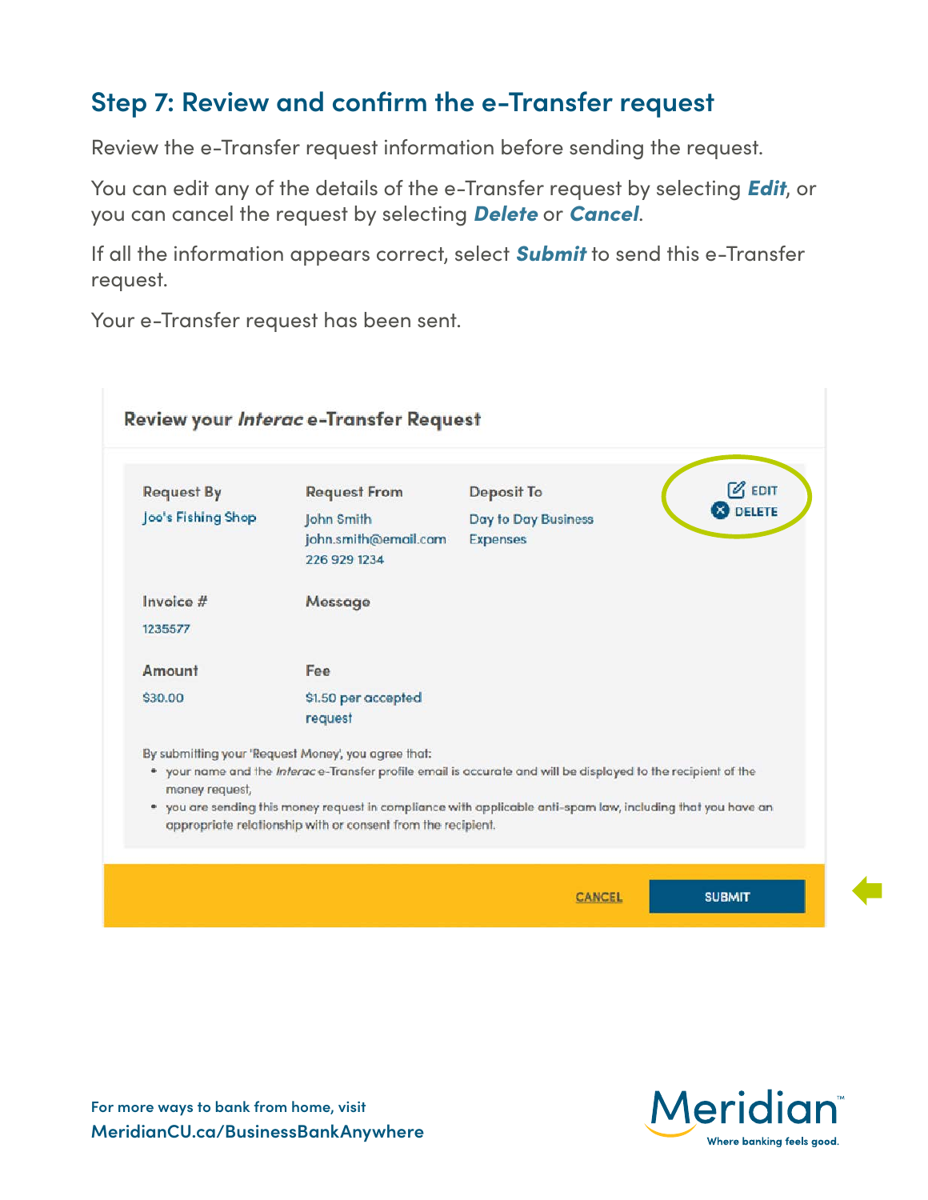## Step 7: Review and confirm the e-Transfer request

Review the e-Transfer request information before sending the request.

You can edit any of the details of the e-Transfer request by selecting ***Edit***, or you can cancel the request by selecting ***Delete*** or ***Cancel***.

If all the information appears correct, select ***Submit*** to send this e-Transfer request.

Your e-Transfer request has been sent.

**Review your *Interac* e-Transfer Request**

| Request By | Request From | Deposit To | EDIT / DELETE |
|---|---|---|---|
| Joe's Fishing Shop | John Smith<br>john.smith@email.com<br>226 929 1234 | Day to Day Business Expenses | |

| Invoice # | Message |
|---|---|
| 1235577 | |

| Amount | Fee |
|---|---|
| $30.00 | $1.50 per accepted request |

By submitting your 'Request Money', you agree that:

- your name and the *Interac* e-Transfer profile email is accurate and will be displayed to the recipient of the money request,
- you are sending this money request in compliance with applicable anti-spam law, including that you have an appropriate relationship with or consent from the recipient.

CANCEL SUBMIT

For more ways to bank from home, visit
MeridianCU.ca/BusinessBankAnywhere

Meridian™
Where banking feels good.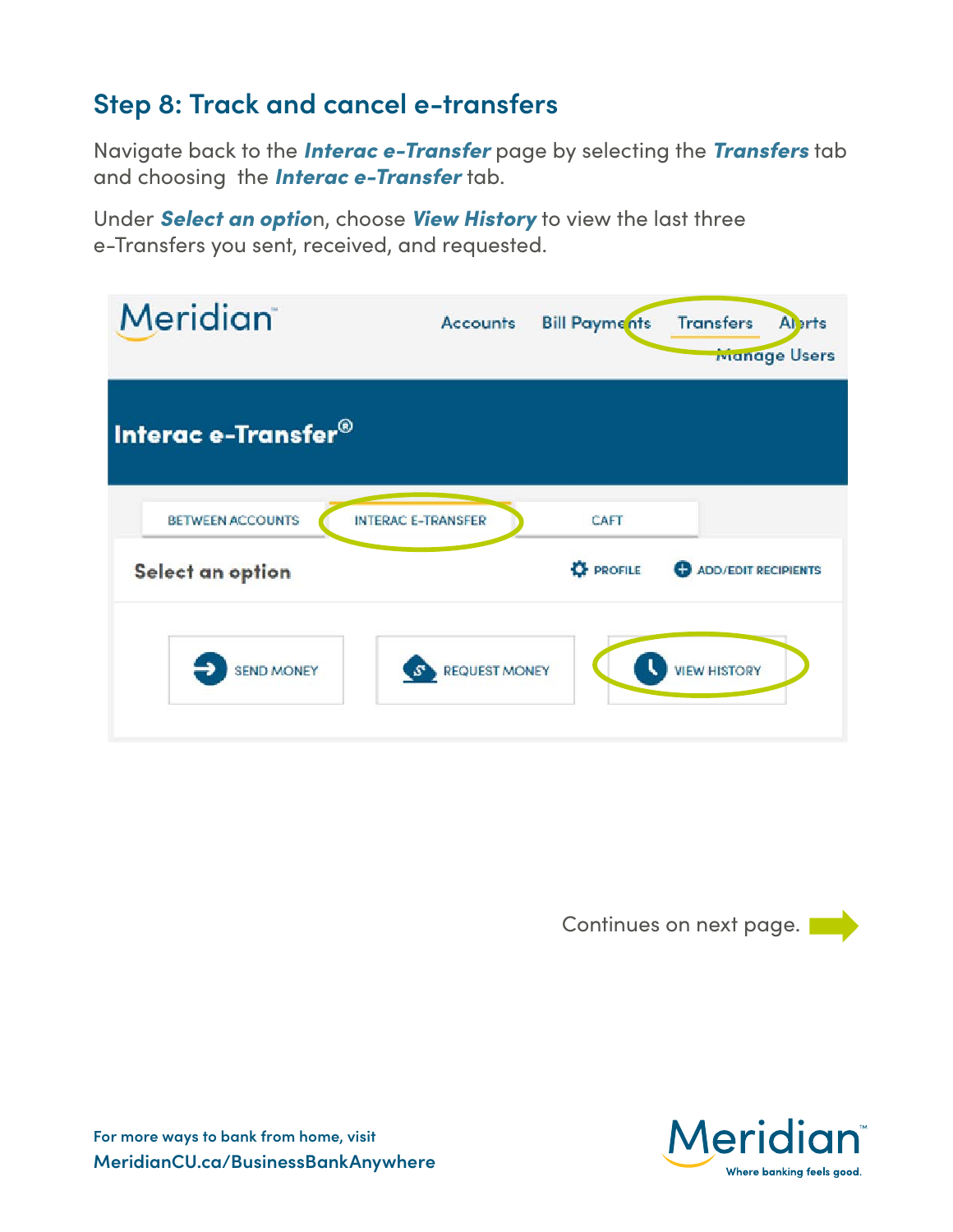## Step 8: Track and cancel e-transfers

Navigate back to the ***Interac e-Transfer*** page by selecting the ***Transfers*** tab and choosing the ***Interac e-Transfer*** tab.

Under ***Select an optio***n, choose ***View History*** to view the last three e-Transfers you sent, received, and requested.

Continues on next page.

For more ways to bank from home, visit
**MeridianCU.ca/BusinessBankAnywhere**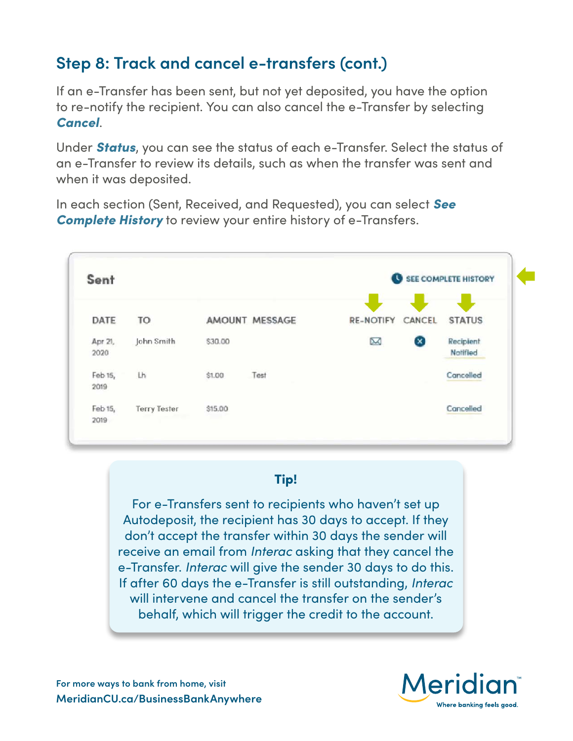## Step 8: Track and cancel e-transfers (cont.)

If an e-Transfer has been sent, but not yet deposited, you have the option to re-notify the recipient. You can also cancel the e-Transfer by selecting ***Cancel***.

Under ***Status***, you can see the status of each e-Transfer. Select the status of an e-Transfer to review its details, such as when the transfer was sent and when it was deposited.

In each section (Sent, Received, and Requested), you can select ***See Complete History*** to review your entire history of e-Transfers.

**Sent** — SEE COMPLETE HISTORY

| DATE | TO | AMOUNT | MESSAGE | RE-NOTIFY | CANCEL | STATUS |
|---|---|---|---|---|---|---|
| Apr 21, 2020 | John Smith | $30.00 | | ✉ | ⊗ | Recipient Notified |
| Feb 15, 2019 | Lh | $1.00 | Test | | | Cancelled |
| Feb 15, 2019 | Terry Tester | $15.00 | | | | Cancelled |

**Tip!**

For e-Transfers sent to recipients who haven't set up Autodeposit, the recipient has 30 days to accept. If they don't accept the transfer within 30 days the sender will receive an email from *Interac* asking that they cancel the e-Transfer. *Interac* will give the sender 30 days to do this. If after 60 days the e-Transfer is still outstanding, *Interac* will intervene and cancel the transfer on the sender's behalf, which will trigger the credit to the account.

For more ways to bank from home, visit
**MeridianCU.ca/BusinessBankAnywhere**

Meridian™ Where banking feels good.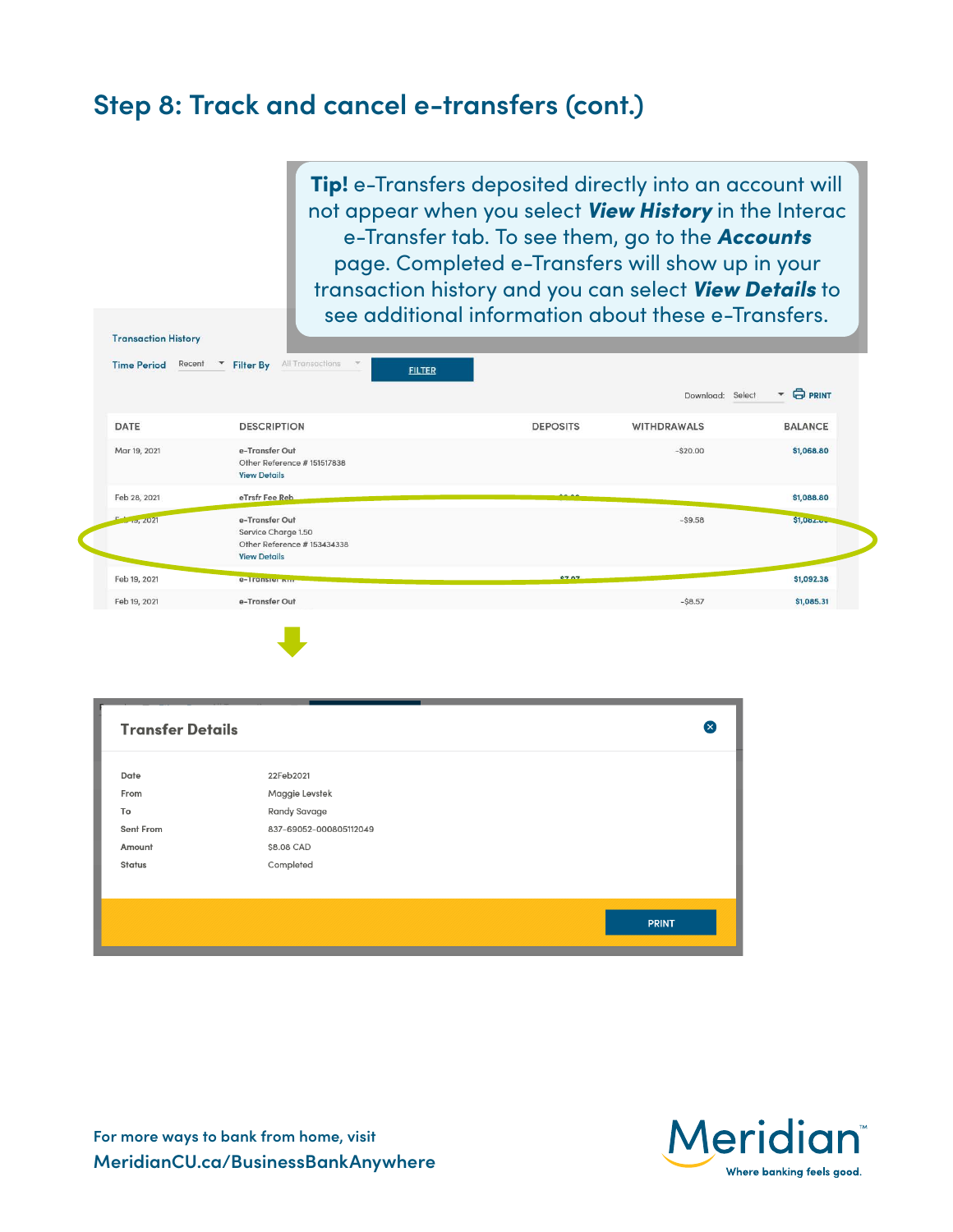## Step 8: Track and cancel e-transfers (cont.)

**Tip!** e-Transfers deposited directly into an account will not appear when you select ***View History*** in the Interac e-Transfer tab. To see them, go to the ***Accounts*** page. Completed e-Transfers will show up in your transaction history and you can select ***View Details*** to see additional information about these e-Transfers.

Transaction History

Time Period Recent Filter By All Transactions FILTER

Download: Select PRINT

| DATE | DESCRIPTION | DEPOSITS | WITHDRAWALS | BALANCE |
|---|---|---|---|---|
| Mar 19, 2021 | e-Transfer Out<br>Other Reference # 151517838<br>View Details | | -$20.00 | $1,068.80 |
| Feb 28, 2021 | eTrsfr Fee Reb | | | $1,088.80 |
| Feb 19, 2021 | e-Transfer Out<br>Service Charge 1.50<br>Other Reference # 153434338<br>View Details | | -$9.58 | $1,082.80 |
| Feb 19, 2021 | e-Transfer Rtn | $7.07 | | $1,092.38 |
| Feb 19, 2021 | e-Transfer Out | | -$8.57 | $1,085.31 |

**Transfer Details**

| | |
|---|---|
| Date | 22Feb2021 |
| From | Maggie Levstek |
| To | Randy Savage |
| Sent From | 837-69052-000805112049 |
| Amount | $8.08 CAD |
| Status | Completed |

PRINT

For more ways to bank from home, visit
MeridianCU.ca/BusinessBankAnywhere

Meridian™ Where banking feels good.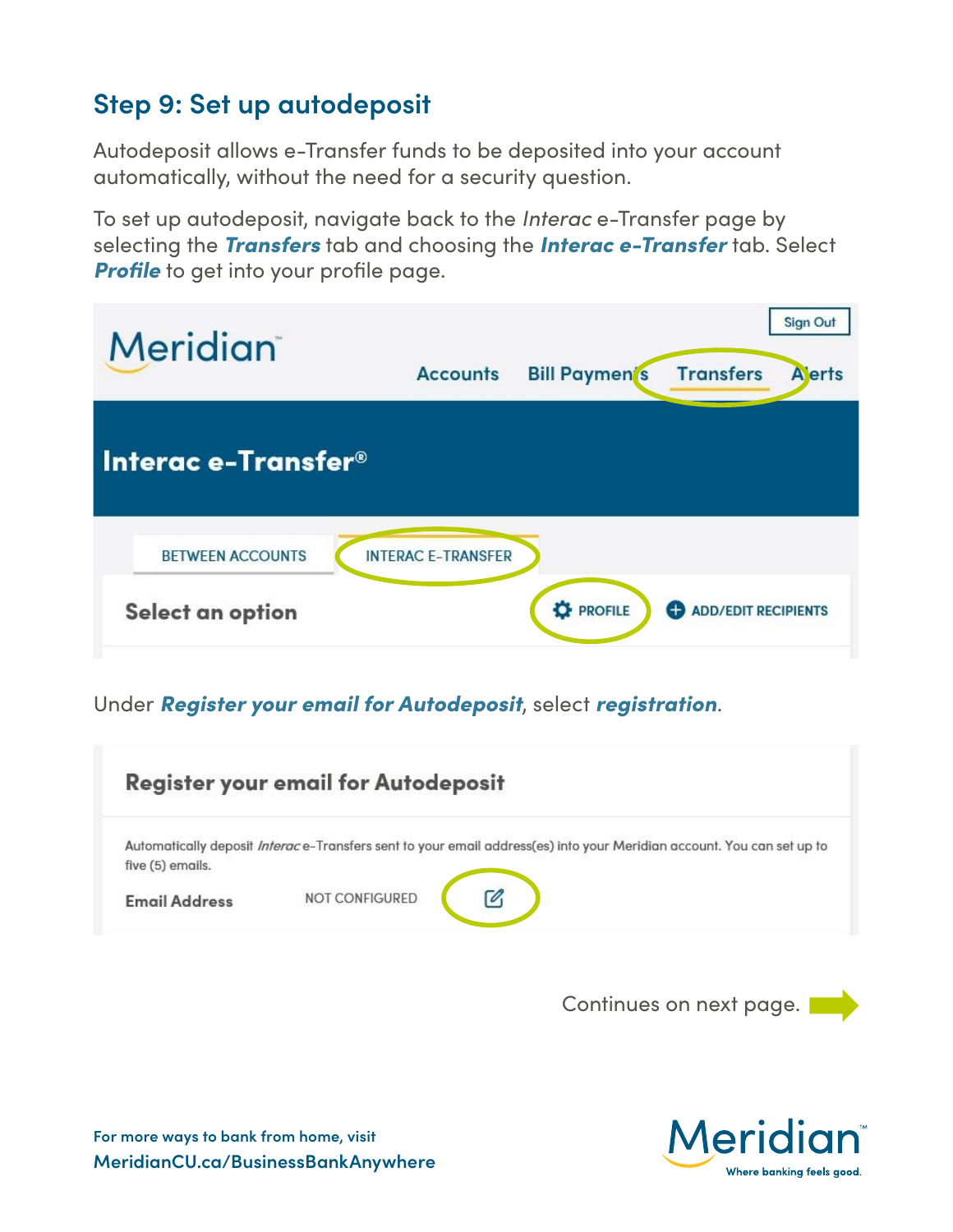## Step 9: Set up autodeposit

Autodeposit allows e-Transfer funds to be deposited into your account automatically, without the need for a security question.

To set up autodeposit, navigate back to the *Interac* e-Transfer page by selecting the ***Transfers*** tab and choosing the ***Interac e-Transfer*** tab. Select ***Profile*** to get into your profile page.

Meridian

Sign Out

Accounts Bill Payments Transfers Alerts

**Interac e-Transfer®**

BETWEEN ACCOUNTS INTERAC E-TRANSFER

**Select an option** PROFILE ADD/EDIT RECIPIENTS

Under ***Register your email for Autodeposit***, select ***registration***.

**Register your email for Autodeposit**

Automatically deposit *Interac* e-Transfers sent to your email address(es) into your Meridian account. You can set up to five (5) emails.

**Email Address** NOT CONFIGURED

Continues on next page.

For more ways to bank from home, visit
**MeridianCU.ca/BusinessBankAnywhere**

Meridian™ Where banking feels good.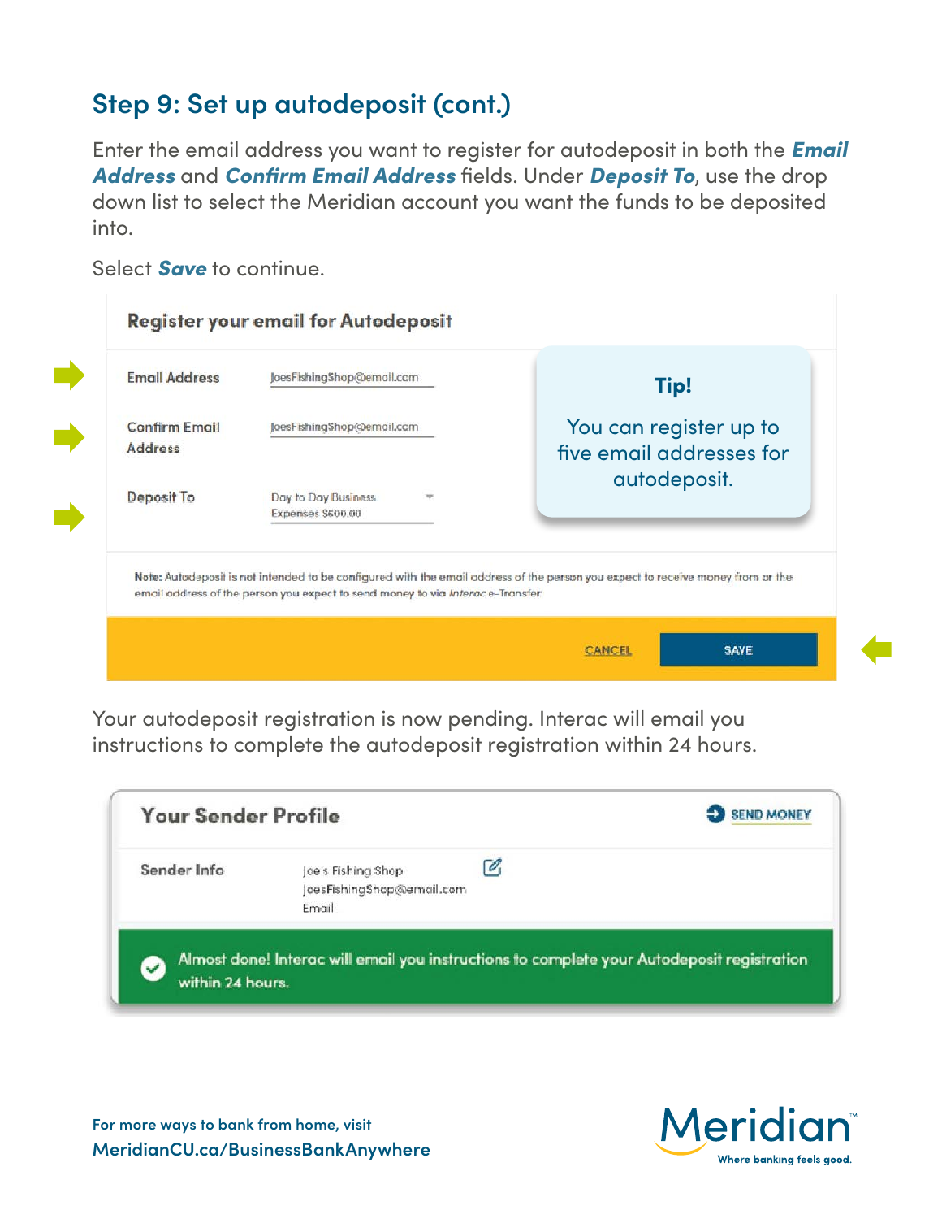## Step 9: Set up autodeposit (cont.)

Enter the email address you want to register for autodeposit in both the ***Email Address*** and ***Confirm Email Address*** fields. Under ***Deposit To***, use the drop down list to select the Meridian account you want the funds to be deposited into.

Select ***Save*** to continue.

**Register your email for Autodeposit**

Email Address: JoesFishingShop@email.com

Confirm Email Address: JoesFishingShop@email.com

Deposit To: Day to Day Business Expenses $600.00

**Tip!**

You can register up to five email addresses for autodeposit.

**Note:** Autodeposit is not intended to be configured with the email address of the person you expect to receive money from or the email address of the person you expect to send money to via *Interac* e-Transfer.

CANCEL SAVE

Your autodeposit registration is now pending. Interac will email you instructions to complete the autodeposit registration within 24 hours.

**Your Sender Profile** SEND MONEY

Sender Info: Joe's Fishing Shop, JoesFishingShop@email.com, Email

Almost done! Interac will email you instructions to complete your Autodeposit registration within 24 hours.

For more ways to bank from home, visit
**MeridianCU.ca/BusinessBankAnywhere**

Meridian™ Where banking feels good.